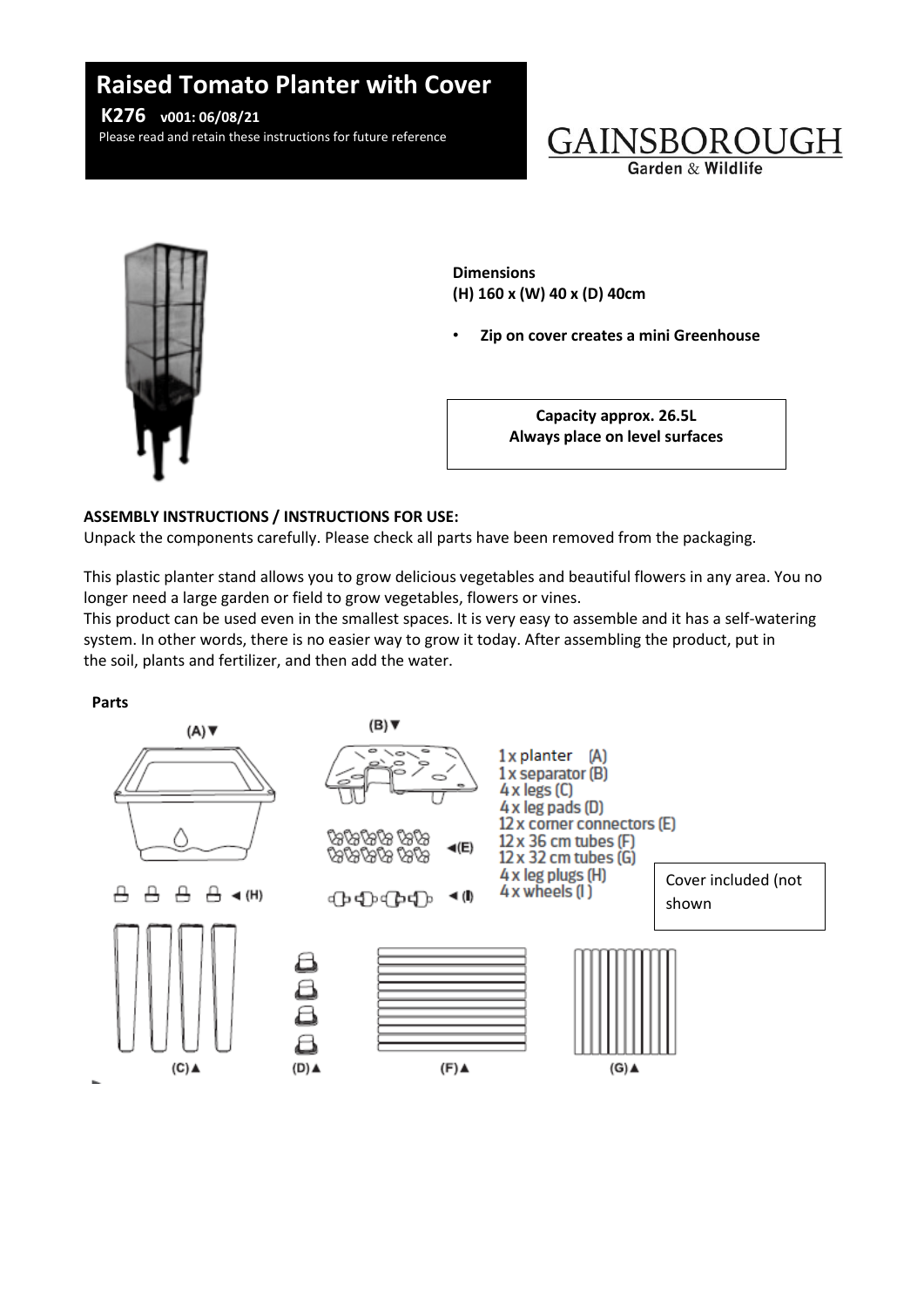# Raised Tomato Planter with Cover

**K276** **v001: 06/08/21**

Please read and retain these instructions for future reference

GAINSBOROUGH
Garden & Wildlife

**Dimensions**
**(H) 160 x (W) 40 x (D) 40cm**

- **Zip on cover creates a mini Greenhouse**

**Capacity approx. 26.5L**
**Always place on level surfaces**

**ASSEMBLY INSTRUCTIONS / INSTRUCTIONS FOR USE:**

Unpack the components carefully. Please check all parts have been removed from the packaging.

This plastic planter stand allows you to grow delicious vegetables and beautiful flowers in any area. You no longer need a large garden or field to grow vegetables, flowers or vines.
This product can be used even in the smallest spaces. It is very easy to assemble and it has a self-watering system. In other words, there is no easier way to grow it today. After assembling the product, put in the soil, plants and fertilizer, and then add the water.

**Parts**

- 1 x planter (A)
- 1 x separator (B)
- 4 x legs (C)
- 4 x leg pads (D)
- 12 x corner connectors (E)
- 12 x 36 cm tubes (F)
- 12 x 32 cm tubes (G)
- 4 x leg plugs (H)
- 4 x wheels (I)

Cover included (not shown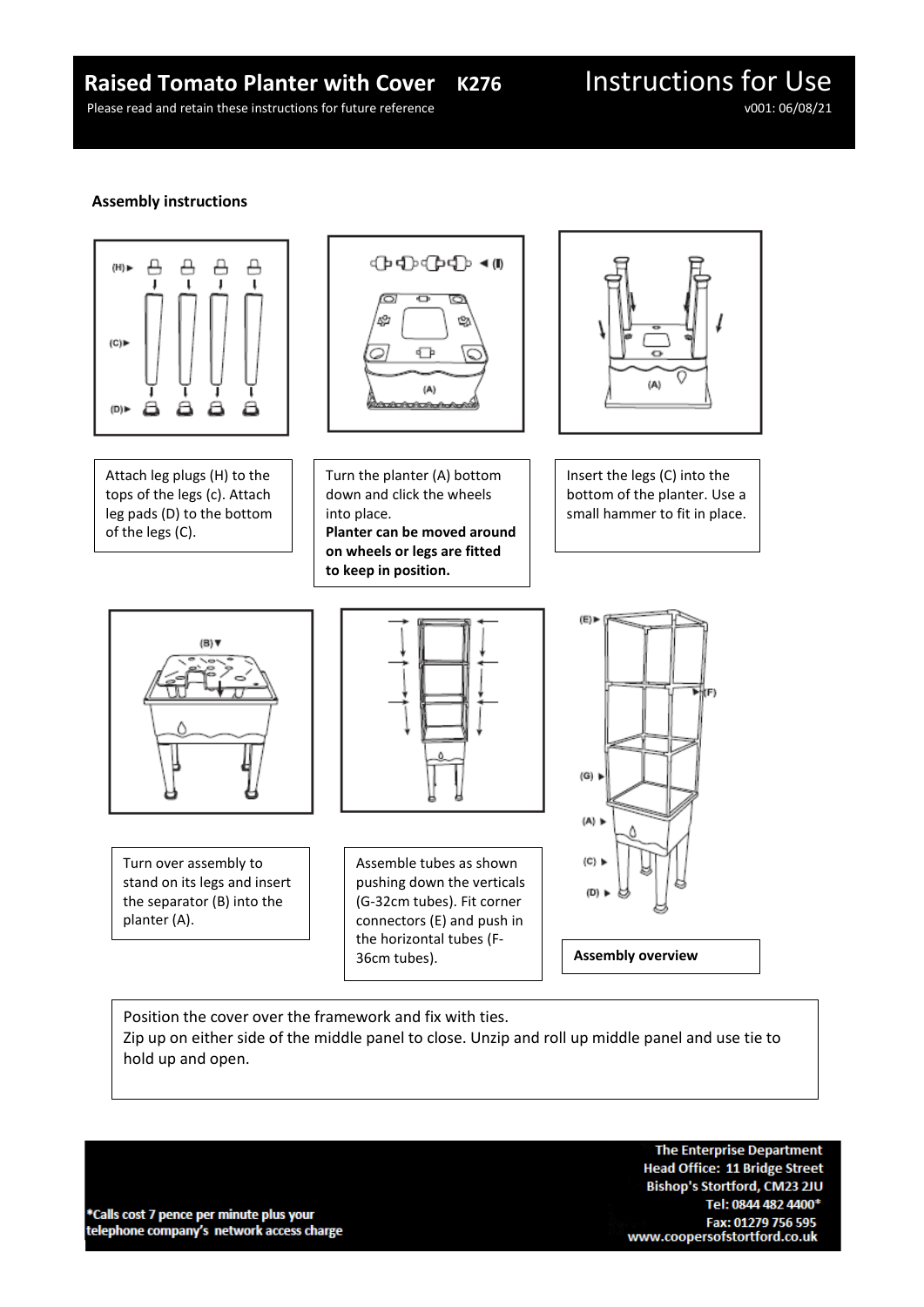# Raised Tomato Planter with Cover K276

Please read and retain these instructions for future reference

## Instructions for Use

v001: 06/08/21

### Assembly instructions

Attach leg plugs (H) to the tops of the legs (c). Attach leg pads (D) to the bottom of the legs (C).

Turn the planter (A) bottom down and click the wheels into place.
**Planter can be moved around on wheels or legs are fitted to keep in position.**

Insert the legs (C) into the bottom of the planter. Use a small hammer to fit in place.

Turn over assembly to stand on its legs and insert the separator (B) into the planter (A).

Assemble tubes as shown pushing down the verticals (G-32cm tubes). Fit corner connectors (E) and push in the horizontal tubes (F-36cm tubes).

**Assembly overview**

Position the cover over the framework and fix with ties.
Zip up on either side of the middle panel to close. Unzip and roll up middle panel and use tie to hold up and open.

*Calls cost 7 pence per minute plus your telephone company's network access charge

**The Enterprise Department**
**Head Office: 11 Bridge Street**
**Bishop's Stortford, CM23 2JU**
**Tel: 0844 482 4400***
**Fax: 01279 756 595**
**www.coopersofstortford.co.uk**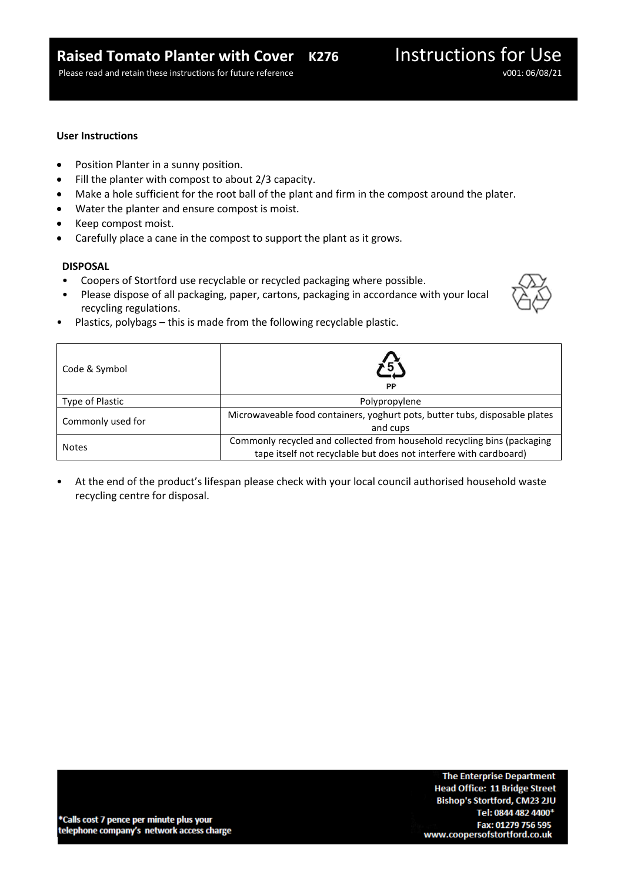# Raised Tomato Planter with Cover K276

# Instructions for Use

Please read and retain these instructions for future reference

v001: 06/08/21

**User Instructions**

- Position Planter in a sunny position.
- Fill the planter with compost to about 2/3 capacity.
- Make a hole sufficient for the root ball of the plant and firm in the compost around the plater.
- Water the planter and ensure compost is moist.
- Keep compost moist.
- Carefully place a cane in the compost to support the plant as it grows.

**DISPOSAL**

- Coopers of Stortford use recyclable or recycled packaging where possible.
- Please dispose of all packaging, paper, cartons, packaging in accordance with your local recycling regulations.
- Plastics, polybags – this is made from the following recyclable plastic.

| | |
|---|---|
| Code & Symbol | 5 PP |
| Type of Plastic | Polypropylene |
| Commonly used for | Microwaveable food containers, yoghurt pots, butter tubs, disposable plates and cups |
| Notes | Commonly recycled and collected from household recycling bins (packaging tape itself not recyclable but does not interfere with cardboard) |

- At the end of the product's lifespan please check with your local council authorised household waste recycling centre for disposal.

*Calls cost 7 pence per minute plus your telephone company's network access charge

The Enterprise Department
Head Office: 11 Bridge Street
Bishop's Stortford, CM23 2JU
Tel: 0844 482 4400*
Fax: 01279 756 595
www.coopersofstortford.co.uk